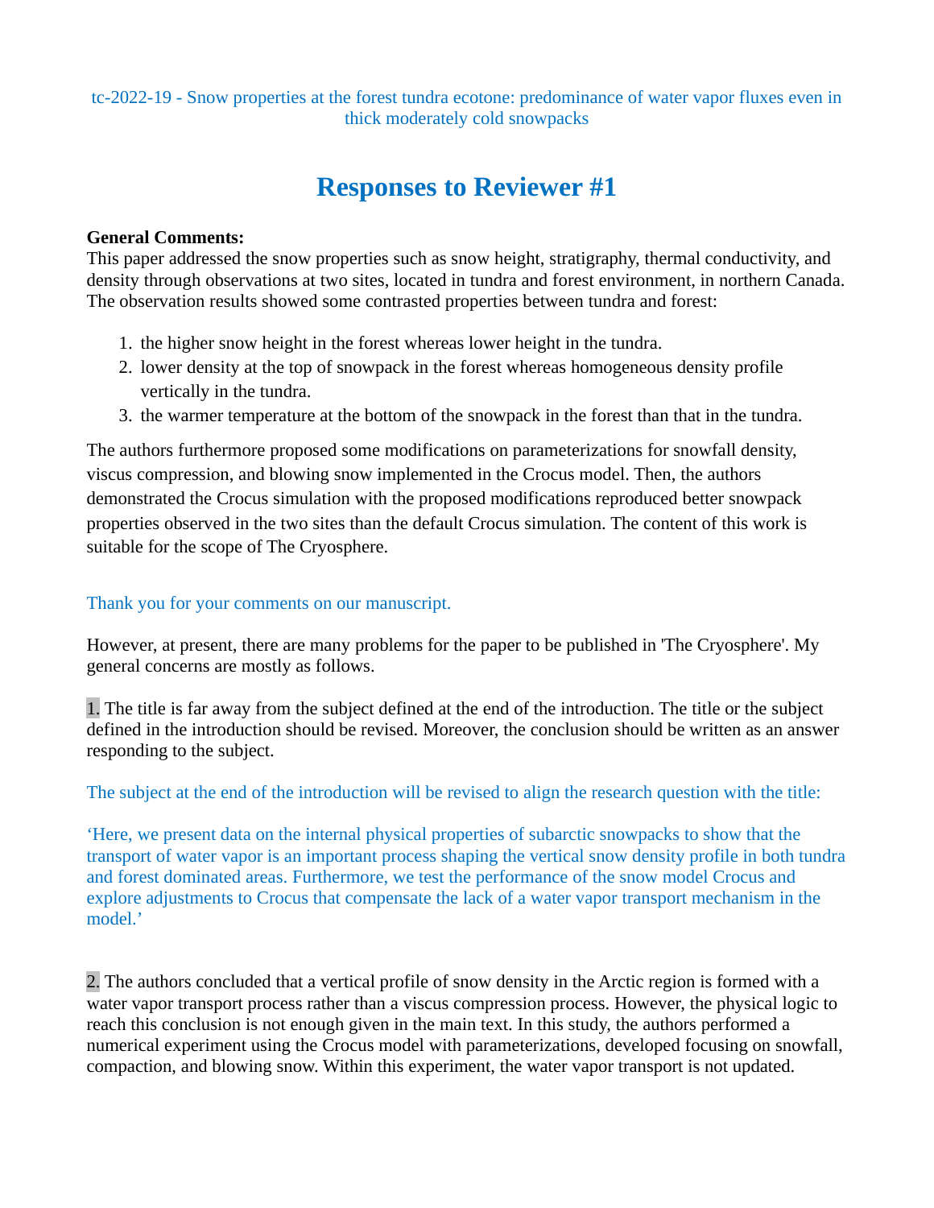tc-2022-19 - Snow properties at the forest tundra ecotone: predominance of water vapor fluxes even in thick moderately cold snowpacks

# Responses to Reviewer #1

**General Comments:**
This paper addressed the snow properties such as snow height, stratigraphy, thermal conductivity, and density through observations at two sites, located in tundra and forest environment, in northern Canada. The observation results showed some contrasted properties between tundra and forest:

1. the higher snow height in the forest whereas lower height in the tundra.
2. lower density at the top of snowpack in the forest whereas homogeneous density profile vertically in the tundra.
3. the warmer temperature at the bottom of the snowpack in the forest than that in the tundra.

The authors furthermore proposed some modifications on parameterizations for snowfall density, viscus compression, and blowing snow implemented in the Crocus model. Then, the authors demonstrated the Crocus simulation with the proposed modifications reproduced better snowpack properties observed in the two sites than the default Crocus simulation. The content of this work is suitable for the scope of The Cryosphere.

Thank you for your comments on our manuscript.

However, at present, there are many problems for the paper to be published in 'The Cryosphere'. My general concerns are mostly as follows.

1. The title is far away from the subject defined at the end of the introduction. The title or the subject defined in the introduction should be revised. Moreover, the conclusion should be written as an answer responding to the subject.

The subject at the end of the introduction will be revised to align the research question with the title:

'Here, we present data on the internal physical properties of subarctic snowpacks to show that the transport of water vapor is an important process shaping the vertical snow density profile in both tundra and forest dominated areas. Furthermore, we test the performance of the snow model Crocus and explore adjustments to Crocus that compensate the lack of a water vapor transport mechanism in the model.'

2. The authors concluded that a vertical profile of snow density in the Arctic region is formed with a water vapor transport process rather than a viscus compression process. However, the physical logic to reach this conclusion is not enough given in the main text. In this study, the authors performed a numerical experiment using the Crocus model with parameterizations, developed focusing on snowfall, compaction, and blowing snow. Within this experiment, the water vapor transport is not updated.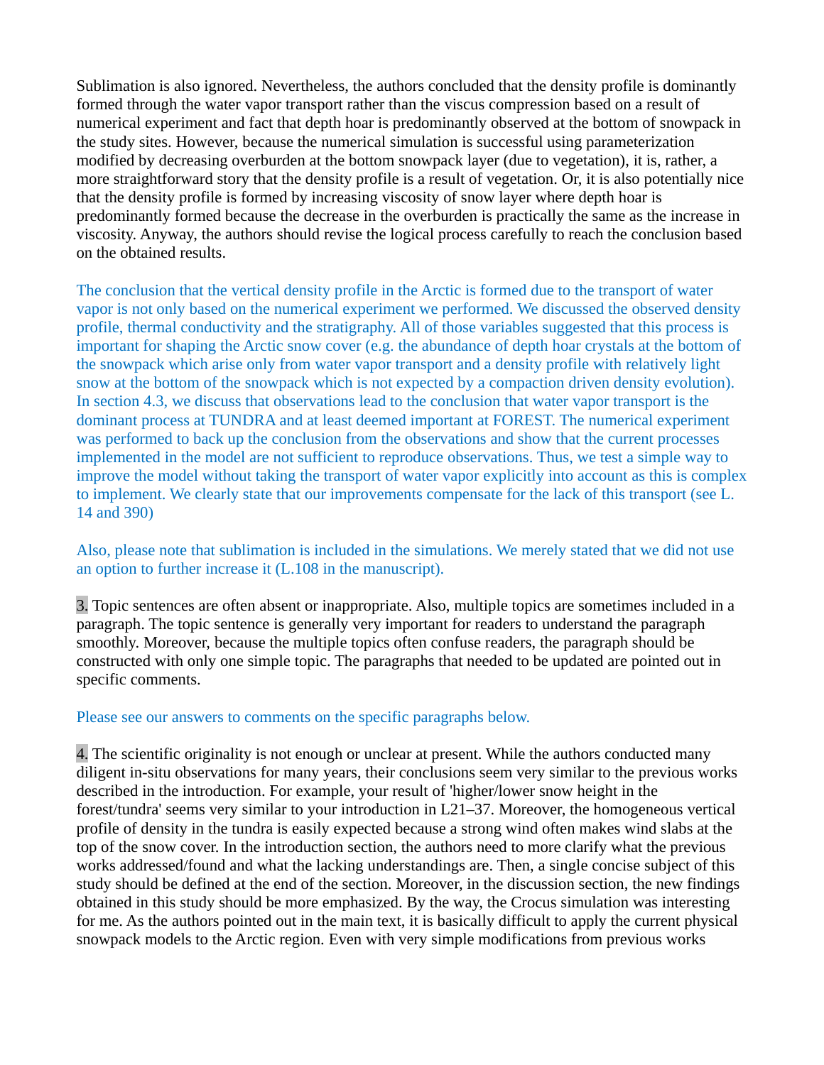Sublimation is also ignored. Nevertheless, the authors concluded that the density profile is dominantly formed through the water vapor transport rather than the viscus compression based on a result of numerical experiment and fact that depth hoar is predominantly observed at the bottom of snowpack in the study sites. However, because the numerical simulation is successful using parameterization modified by decreasing overburden at the bottom snowpack layer (due to vegetation), it is, rather, a more straightforward story that the density profile is a result of vegetation. Or, it is also potentially nice that the density profile is formed by increasing viscosity of snow layer where depth hoar is predominantly formed because the decrease in the overburden is practically the same as the increase in viscosity. Anyway, the authors should revise the logical process carefully to reach the conclusion based on the obtained results.

The conclusion that the vertical density profile in the Arctic is formed due to the transport of water vapor is not only based on the numerical experiment we performed. We discussed the observed density profile, thermal conductivity and the stratigraphy. All of those variables suggested that this process is important for shaping the Arctic snow cover (e.g. the abundance of depth hoar crystals at the bottom of the snowpack which arise only from water vapor transport and a density profile with relatively light snow at the bottom of the snowpack which is not expected by a compaction driven density evolution). In section 4.3, we discuss that observations lead to the conclusion that water vapor transport is the dominant process at TUNDRA and at least deemed important at FOREST. The numerical experiment was performed to back up the conclusion from the observations and show that the current processes implemented in the model are not sufficient to reproduce observations. Thus, we test a simple way to improve the model without taking the transport of water vapor explicitly into account as this is complex to implement. We clearly state that our improvements compensate for the lack of this transport (see L. 14 and 390)

Also, please note that sublimation is included in the simulations. We merely stated that we did not use an option to further increase it (L.108 in the manuscript).

3. Topic sentences are often absent or inappropriate. Also, multiple topics are sometimes included in a paragraph. The topic sentence is generally very important for readers to understand the paragraph smoothly. Moreover, because the multiple topics often confuse readers, the paragraph should be constructed with only one simple topic. The paragraphs that needed to be updated are pointed out in specific comments.

Please see our answers to comments on the specific paragraphs below.

4. The scientific originality is not enough or unclear at present. While the authors conducted many diligent in-situ observations for many years, their conclusions seem very similar to the previous works described in the introduction. For example, your result of 'higher/lower snow height in the forest/tundra' seems very similar to your introduction in L21–37. Moreover, the homogeneous vertical profile of density in the tundra is easily expected because a strong wind often makes wind slabs at the top of the snow cover. In the introduction section, the authors need to more clarify what the previous works addressed/found and what the lacking understandings are. Then, a single concise subject of this study should be defined at the end of the section. Moreover, in the discussion section, the new findings obtained in this study should be more emphasized. By the way, the Crocus simulation was interesting for me. As the authors pointed out in the main text, it is basically difficult to apply the current physical snowpack models to the Arctic region. Even with very simple modifications from previous works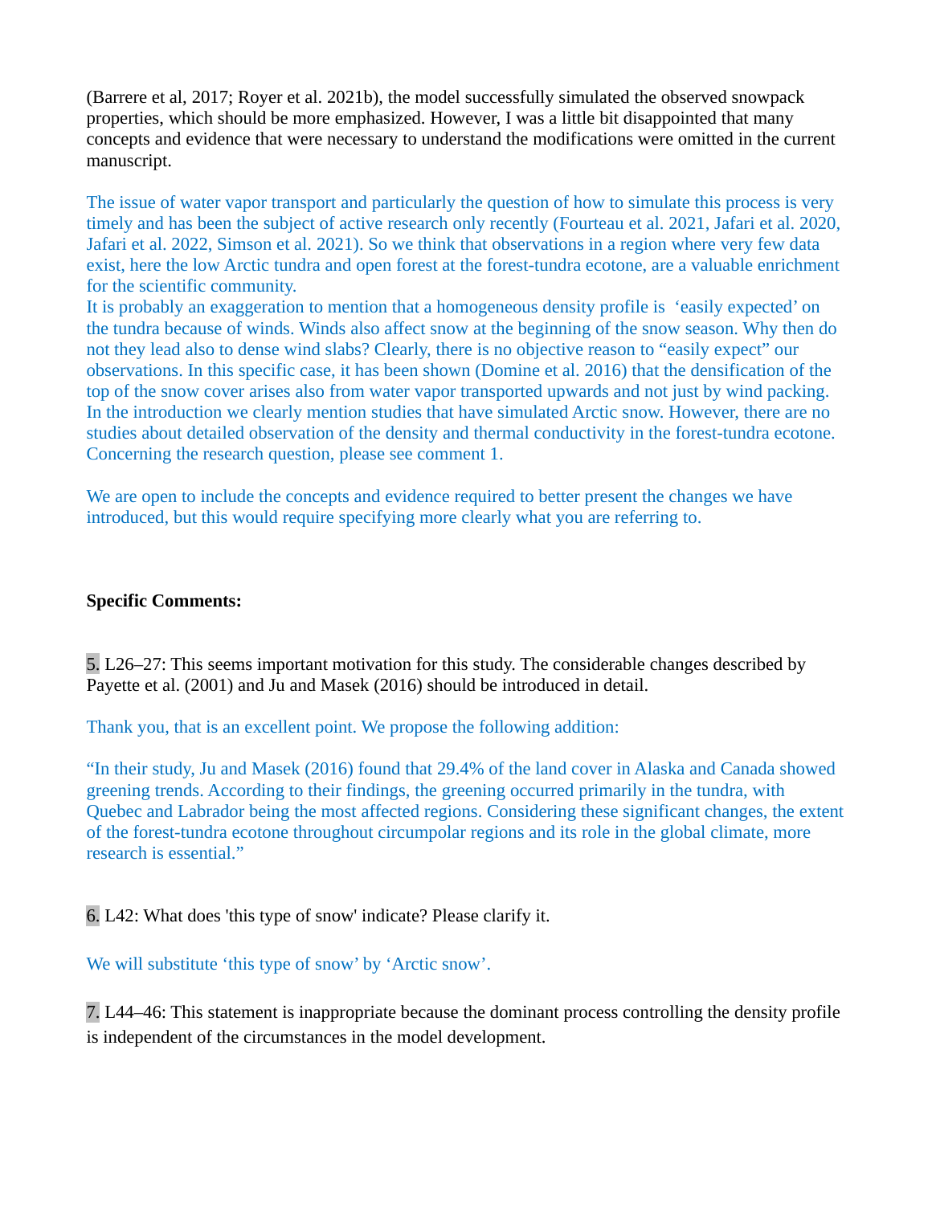(Barrere et al, 2017; Royer et al. 2021b), the model successfully simulated the observed snowpack properties, which should be more emphasized. However, I was a little bit disappointed that many concepts and evidence that were necessary to understand the modifications were omitted in the current manuscript.

The issue of water vapor transport and particularly the question of how to simulate this process is very timely and has been the subject of active research only recently (Fourteau et al. 2021, Jafari et al. 2020, Jafari et al. 2022, Simson et al. 2021). So we think that observations in a region where very few data exist, here the low Arctic tundra and open forest at the forest-tundra ecotone, are a valuable enrichment for the scientific community.
It is probably an exaggeration to mention that a homogeneous density profile is 'easily expected' on the tundra because of winds. Winds also affect snow at the beginning of the snow season. Why then do not they lead also to dense wind slabs? Clearly, there is no objective reason to "easily expect" our observations. In this specific case, it has been shown (Domine et al. 2016) that the densification of the top of the snow cover arises also from water vapor transported upwards and not just by wind packing. In the introduction we clearly mention studies that have simulated Arctic snow. However, there are no studies about detailed observation of the density and thermal conductivity in the forest-tundra ecotone. Concerning the research question, please see comment 1.

We are open to include the concepts and evidence required to better present the changes we have introduced, but this would require specifying more clearly what you are referring to.

**Specific Comments:**

5. L26–27: This seems important motivation for this study. The considerable changes described by Payette et al. (2001) and Ju and Masek (2016) should be introduced in detail.

Thank you, that is an excellent point. We propose the following addition:

"In their study, Ju and Masek (2016) found that 29.4% of the land cover in Alaska and Canada showed greening trends. According to their findings, the greening occurred primarily in the tundra, with Quebec and Labrador being the most affected regions. Considering these significant changes, the extent of the forest-tundra ecotone throughout circumpolar regions and its role in the global climate, more research is essential."

6. L42: What does 'this type of snow' indicate? Please clarify it.

We will substitute 'this type of snow' by 'Arctic snow'.

7. L44–46: This statement is inappropriate because the dominant process controlling the density profile is independent of the circumstances in the model development.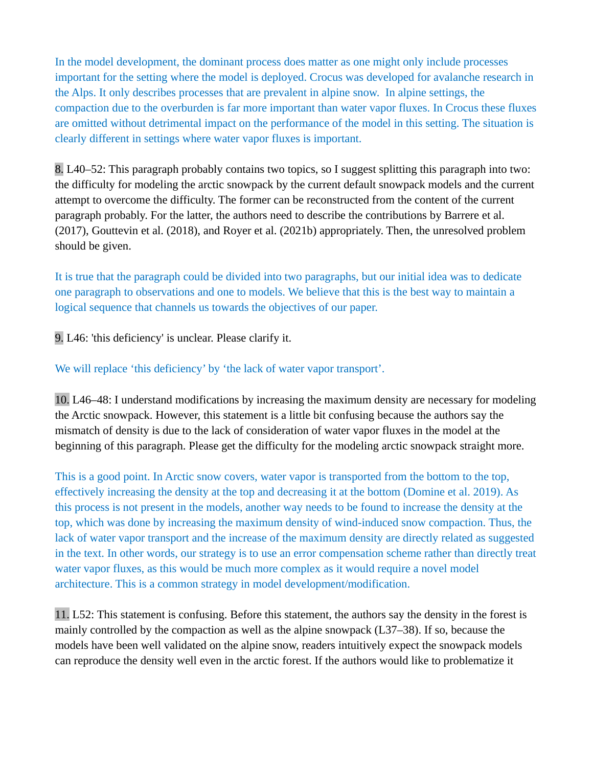In the model development, the dominant process does matter as one might only include processes important for the setting where the model is deployed. Crocus was developed for avalanche research in the Alps. It only describes processes that are prevalent in alpine snow. In alpine settings, the compaction due to the overburden is far more important than water vapor fluxes. In Crocus these fluxes are omitted without detrimental impact on the performance of the model in this setting. The situation is clearly different in settings where water vapor fluxes is important.

8. L40–52: This paragraph probably contains two topics, so I suggest splitting this paragraph into two: the difficulty for modeling the arctic snowpack by the current default snowpack models and the current attempt to overcome the difficulty. The former can be reconstructed from the content of the current paragraph probably. For the latter, the authors need to describe the contributions by Barrere et al. (2017), Gouttevin et al. (2018), and Royer et al. (2021b) appropriately. Then, the unresolved problem should be given.

It is true that the paragraph could be divided into two paragraphs, but our initial idea was to dedicate one paragraph to observations and one to models. We believe that this is the best way to maintain a logical sequence that channels us towards the objectives of our paper.

9. L46: 'this deficiency' is unclear. Please clarify it.

We will replace 'this deficiency' by 'the lack of water vapor transport'.

10. L46–48: I understand modifications by increasing the maximum density are necessary for modeling the Arctic snowpack. However, this statement is a little bit confusing because the authors say the mismatch of density is due to the lack of consideration of water vapor fluxes in the model at the beginning of this paragraph. Please get the difficulty for the modeling arctic snowpack straight more.

This is a good point. In Arctic snow covers, water vapor is transported from the bottom to the top, effectively increasing the density at the top and decreasing it at the bottom (Domine et al. 2019). As this process is not present in the models, another way needs to be found to increase the density at the top, which was done by increasing the maximum density of wind-induced snow compaction. Thus, the lack of water vapor transport and the increase of the maximum density are directly related as suggested in the text. In other words, our strategy is to use an error compensation scheme rather than directly treat water vapor fluxes, as this would be much more complex as it would require a novel model architecture. This is a common strategy in model development/modification.

11. L52: This statement is confusing. Before this statement, the authors say the density in the forest is mainly controlled by the compaction as well as the alpine snowpack (L37–38). If so, because the models have been well validated on the alpine snow, readers intuitively expect the snowpack models can reproduce the density well even in the arctic forest. If the authors would like to problematize it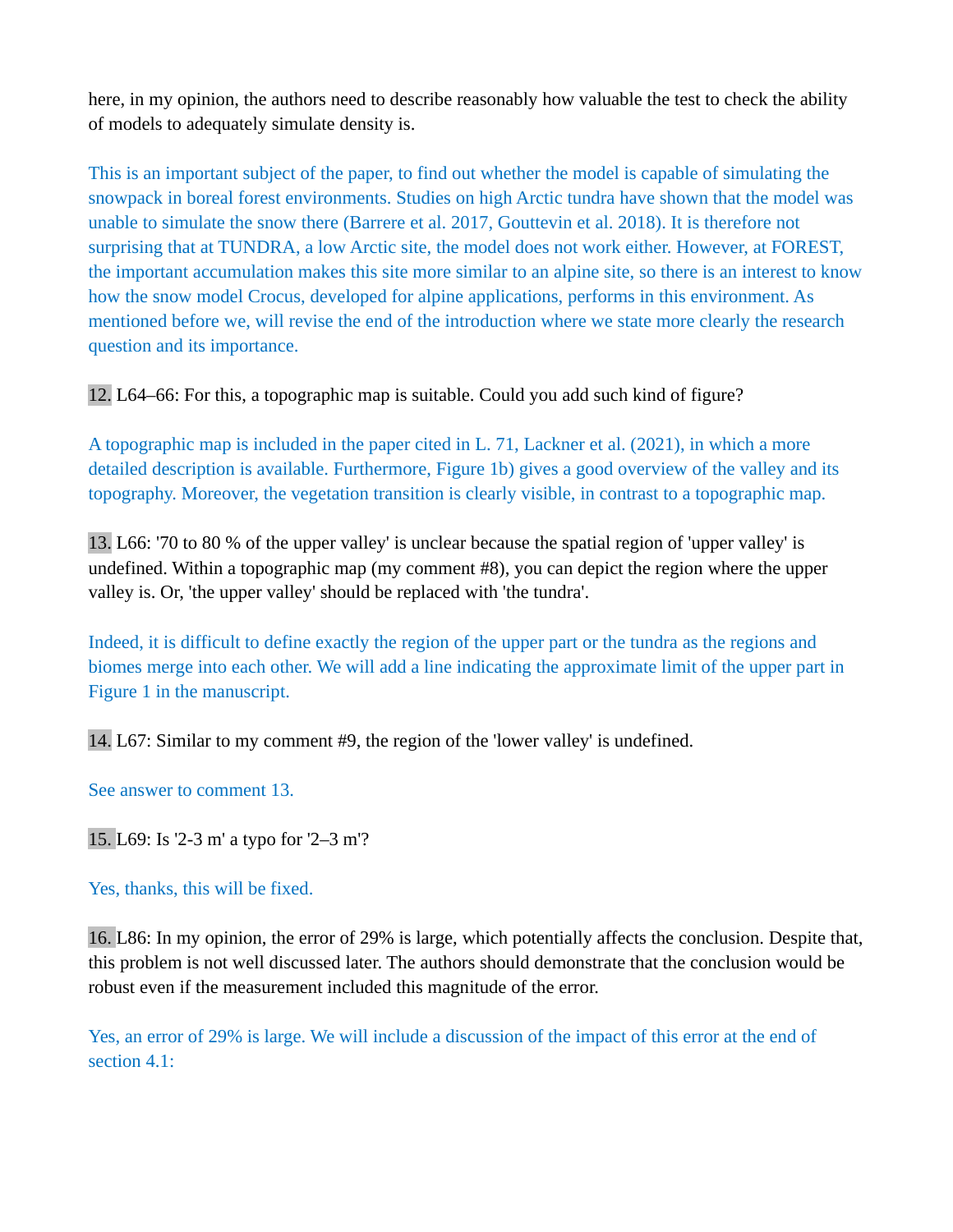here, in my opinion, the authors need to describe reasonably how valuable the test to check the ability of models to adequately simulate density is.

This is an important subject of the paper, to find out whether the model is capable of simulating the snowpack in boreal forest environments. Studies on high Arctic tundra have shown that the model was unable to simulate the snow there (Barrere et al. 2017, Gouttevin et al. 2018). It is therefore not surprising that at TUNDRA, a low Arctic site, the model does not work either. However, at FOREST, the important accumulation makes this site more similar to an alpine site, so there is an interest to know how the snow model Crocus, developed for alpine applications, performs in this environment. As mentioned before we, will revise the end of the introduction where we state more clearly the research question and its importance.

12. L64–66: For this, a topographic map is suitable. Could you add such kind of figure?

A topographic map is included in the paper cited in L. 71, Lackner et al. (2021), in which a more detailed description is available. Furthermore, Figure 1b) gives a good overview of the valley and its topography. Moreover, the vegetation transition is clearly visible, in contrast to a topographic map.

13. L66: '70 to 80 % of the upper valley' is unclear because the spatial region of 'upper valley' is undefined. Within a topographic map (my comment #8), you can depict the region where the upper valley is. Or, 'the upper valley' should be replaced with 'the tundra'.

Indeed, it is difficult to define exactly the region of the upper part or the tundra as the regions and biomes merge into each other. We will add a line indicating the approximate limit of the upper part in Figure 1 in the manuscript.

14. L67: Similar to my comment #9, the region of the 'lower valley' is undefined.

See answer to comment 13.

15. L69: Is '2-3 m' a typo for '2–3 m'?

Yes, thanks, this will be fixed.

16. L86: In my opinion, the error of 29% is large, which potentially affects the conclusion. Despite that, this problem is not well discussed later. The authors should demonstrate that the conclusion would be robust even if the measurement included this magnitude of the error.

Yes, an error of 29% is large. We will include a discussion of the impact of this error at the end of section 4.1: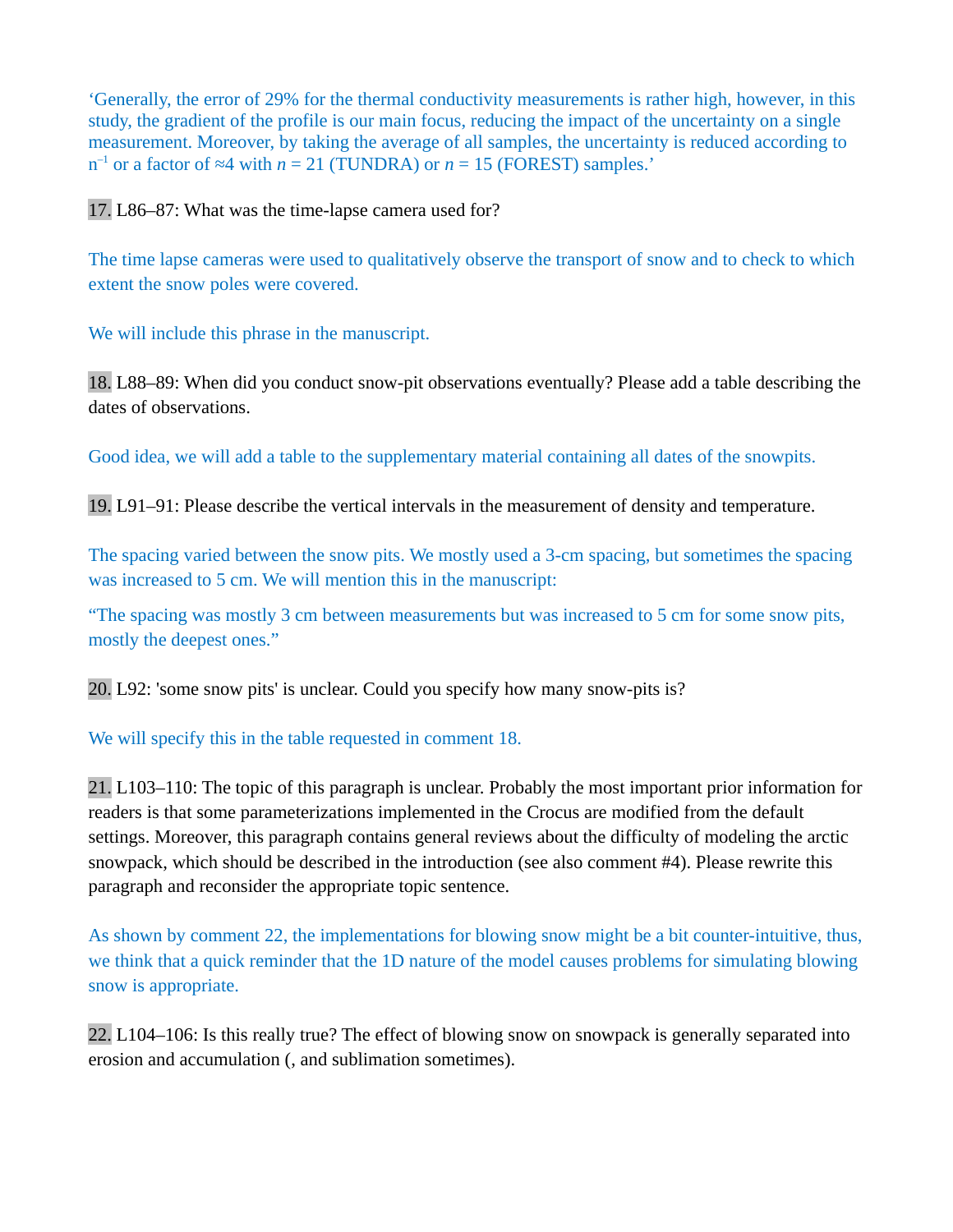'Generally, the error of 29% for the thermal conductivity measurements is rather high, however, in this study, the gradient of the profile is our main focus, reducing the impact of the uncertainty on a single measurement. Moreover, by taking the average of all samples, the uncertainty is reduced according to $n^{-1}$ or a factor of ≈4 with $n$ = 21 (TUNDRA) or $n$ = 15 (FOREST) samples.'

17. L86–87: What was the time-lapse camera used for?

The time lapse cameras were used to qualitatively observe the transport of snow and to check to which extent the snow poles were covered.

We will include this phrase in the manuscript.

18. L88–89: When did you conduct snow-pit observations eventually? Please add a table describing the dates of observations.

Good idea, we will add a table to the supplementary material containing all dates of the snowpits.

19. L91–91: Please describe the vertical intervals in the measurement of density and temperature.

The spacing varied between the snow pits. We mostly used a 3-cm spacing, but sometimes the spacing was increased to 5 cm. We will mention this in the manuscript:

"The spacing was mostly 3 cm between measurements but was increased to 5 cm for some snow pits, mostly the deepest ones."

20. L92: 'some snow pits' is unclear. Could you specify how many snow-pits is?

We will specify this in the table requested in comment 18.

21. L103–110: The topic of this paragraph is unclear. Probably the most important prior information for readers is that some parameterizations implemented in the Crocus are modified from the default settings. Moreover, this paragraph contains general reviews about the difficulty of modeling the arctic snowpack, which should be described in the introduction (see also comment #4). Please rewrite this paragraph and reconsider the appropriate topic sentence.

As shown by comment 22, the implementations for blowing snow might be a bit counter-intuitive, thus, we think that a quick reminder that the 1D nature of the model causes problems for simulating blowing snow is appropriate.

22. L104–106: Is this really true? The effect of blowing snow on snowpack is generally separated into erosion and accumulation (, and sublimation sometimes).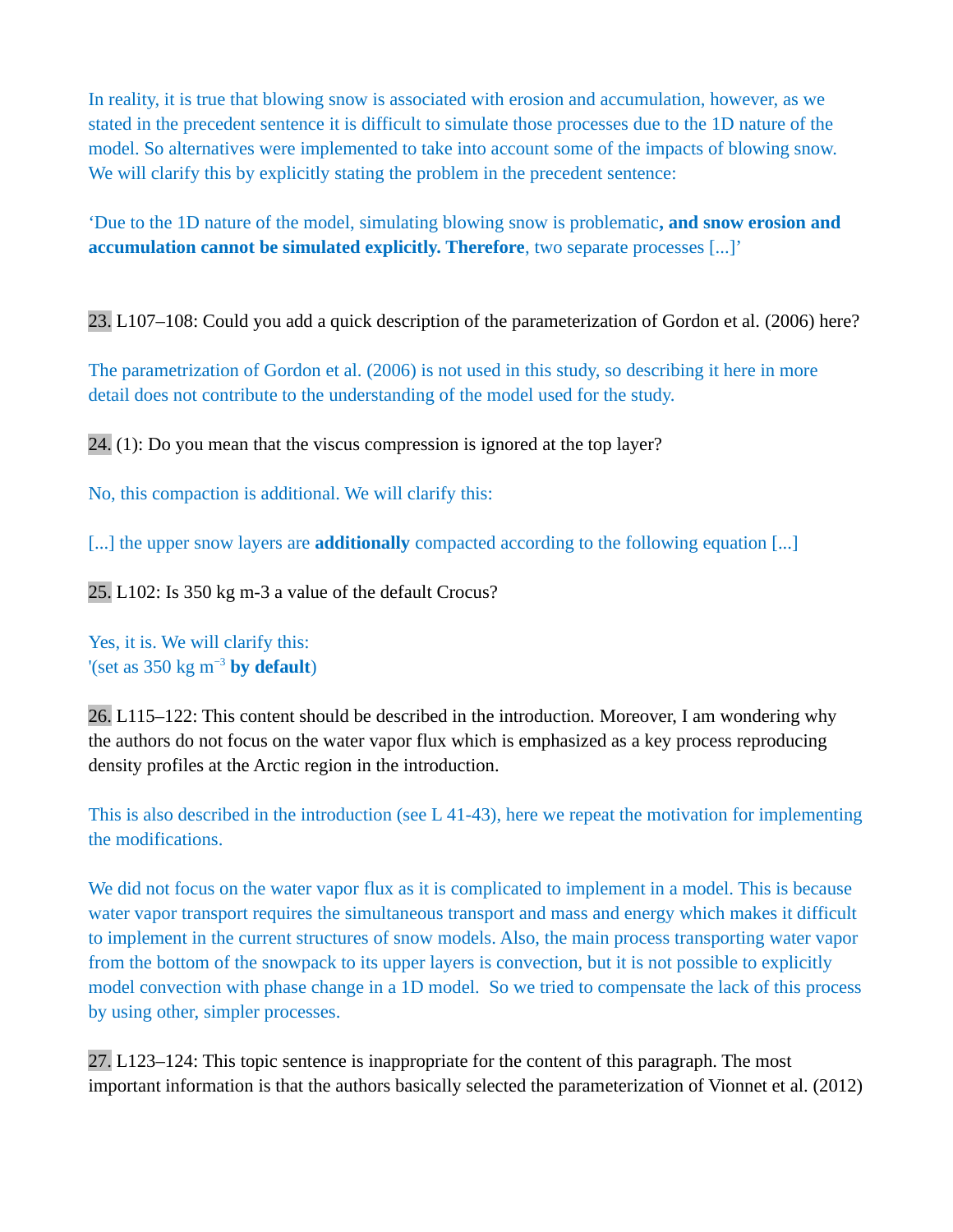In reality, it is true that blowing snow is associated with erosion and accumulation, however, as we stated in the precedent sentence it is difficult to simulate those processes due to the 1D nature of the model. So alternatives were implemented to take into account some of the impacts of blowing snow. We will clarify this by explicitly stating the problem in the precedent sentence:

‘Due to the 1D nature of the model, simulating blowing snow is problematic**, and snow erosion and accumulation cannot be simulated explicitly. Therefore**, two separate processes [...]’

23. L107–108: Could you add a quick description of the parameterization of Gordon et al. (2006) here?

The parametrization of Gordon et al. (2006) is not used in this study, so describing it here in more detail does not contribute to the understanding of the model used for the study.

24. (1): Do you mean that the viscus compression is ignored at the top layer?

No, this compaction is additional. We will clarify this:

[...] the upper snow layers are **additionally** compacted according to the following equation [...]

25. L102: Is 350 kg m-3 a value of the default Crocus?

Yes, it is. We will clarify this:
'(set as 350 kg $m^{-3}$ **by default**)

26. L115–122: This content should be described in the introduction. Moreover, I am wondering why the authors do not focus on the water vapor flux which is emphasized as a key process reproducing density profiles at the Arctic region in the introduction.

This is also described in the introduction (see L 41-43), here we repeat the motivation for implementing the modifications.

We did not focus on the water vapor flux as it is complicated to implement in a model. This is because water vapor transport requires the simultaneous transport and mass and energy which makes it difficult to implement in the current structures of snow models. Also, the main process transporting water vapor from the bottom of the snowpack to its upper layers is convection, but it is not possible to explicitly model convection with phase change in a 1D model. So we tried to compensate the lack of this process by using other, simpler processes.

27. L123–124: This topic sentence is inappropriate for the content of this paragraph. The most important information is that the authors basically selected the parameterization of Vionnet et al. (2012)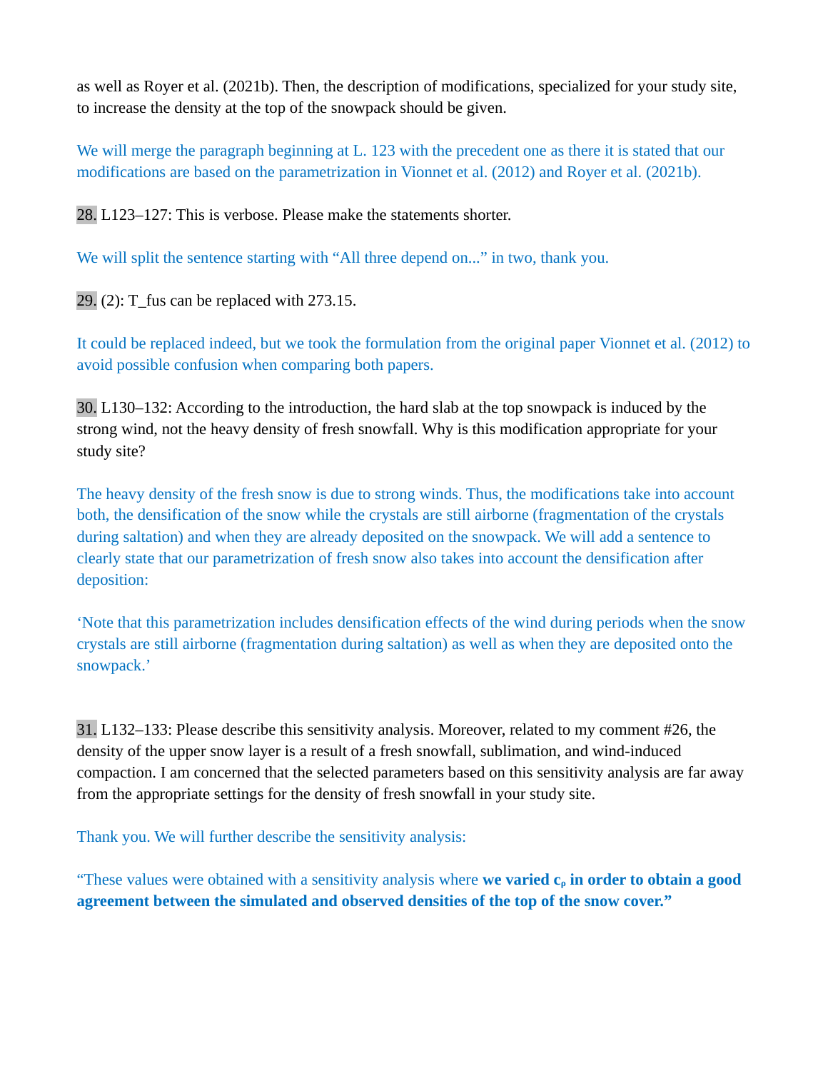as well as Royer et al. (2021b). Then, the description of modifications, specialized for your study site, to increase the density at the top of the snowpack should be given.

We will merge the paragraph beginning at L. 123 with the precedent one as there it is stated that our modifications are based on the parametrization in Vionnet et al. (2012) and Royer et al. (2021b).

28. L123–127: This is verbose. Please make the statements shorter.

We will split the sentence starting with "All three depend on..." in two, thank you.

29. (2): $T_{fus}$ can be replaced with 273.15.

It could be replaced indeed, but we took the formulation from the original paper Vionnet et al. (2012) to avoid possible confusion when comparing both papers.

30. L130–132: According to the introduction, the hard slab at the top snowpack is induced by the strong wind, not the heavy density of fresh snowfall. Why is this modification appropriate for your study site?

The heavy density of the fresh snow is due to strong winds. Thus, the modifications take into account both, the densification of the snow while the crystals are still airborne (fragmentation of the crystals during saltation) and when they are already deposited on the snowpack. We will add a sentence to clearly state that our parametrization of fresh snow also takes into account the densification after deposition:

'Note that this parametrization includes densification effects of the wind during periods when the snow crystals are still airborne (fragmentation during saltation) as well as when they are deposited onto the snowpack.'

31. L132–133: Please describe this sensitivity analysis. Moreover, related to my comment #26, the density of the upper snow layer is a result of a fresh snowfall, sublimation, and wind-induced compaction. I am concerned that the selected parameters based on this sensitivity analysis are far away from the appropriate settings for the density of fresh snowfall in your study site.

Thank you. We will further describe the sensitivity analysis:

"These values were obtained with a sensitivity analysis where **we varied $c_\rho$ in order to obtain a good agreement between the simulated and observed densities of the top of the snow cover."**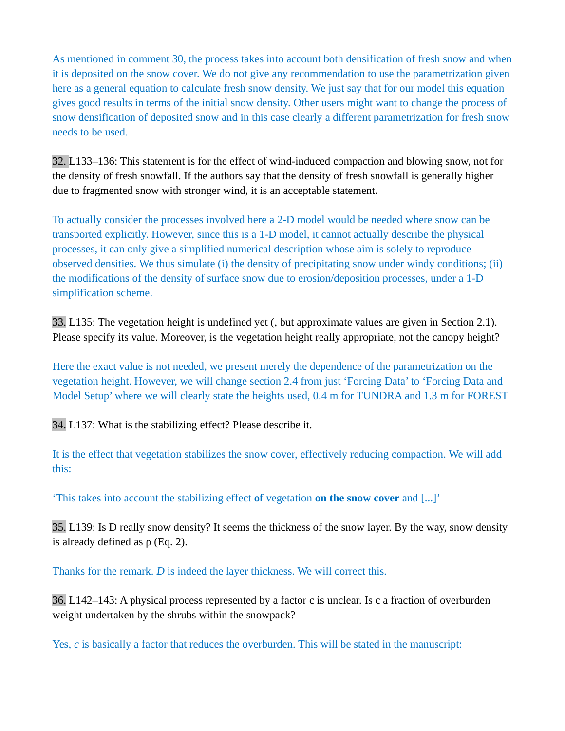As mentioned in comment 30, the process takes into account both densification of fresh snow and when it is deposited on the snow cover. We do not give any recommendation to use the parametrization given here as a general equation to calculate fresh snow density. We just say that for our model this equation gives good results in terms of the initial snow density. Other users might want to change the process of snow densification of deposited snow and in this case clearly a different parametrization for fresh snow needs to be used.

32. L133–136: This statement is for the effect of wind-induced compaction and blowing snow, not for the density of fresh snowfall. If the authors say that the density of fresh snowfall is generally higher due to fragmented snow with stronger wind, it is an acceptable statement.

To actually consider the processes involved here a 2-D model would be needed where snow can be transported explicitly. However, since this is a 1-D model, it cannot actually describe the physical processes, it can only give a simplified numerical description whose aim is solely to reproduce observed densities. We thus simulate (i) the density of precipitating snow under windy conditions; (ii) the modifications of the density of surface snow due to erosion/deposition processes, under a 1-D simplification scheme.

33. L135: The vegetation height is undefined yet (, but approximate values are given in Section 2.1). Please specify its value. Moreover, is the vegetation height really appropriate, not the canopy height?

Here the exact value is not needed, we present merely the dependence of the parametrization on the vegetation height. However, we will change section 2.4 from just 'Forcing Data' to 'Forcing Data and Model Setup' where we will clearly state the heights used, 0.4 m for TUNDRA and 1.3 m for FOREST

34. L137: What is the stabilizing effect? Please describe it.

It is the effect that vegetation stabilizes the snow cover, effectively reducing compaction. We will add this:

'This takes into account the stabilizing effect **of** vegetation **on the snow cover** and [...]'

35. L139: Is D really snow density? It seems the thickness of the snow layer. By the way, snow density is already defined as ρ (Eq. 2).

Thanks for the remark. *D* is indeed the layer thickness. We will correct this.

36. L142–143: A physical process represented by a factor c is unclear. Is c a fraction of overburden weight undertaken by the shrubs within the snowpack?

Yes, *c* is basically a factor that reduces the overburden. This will be stated in the manuscript: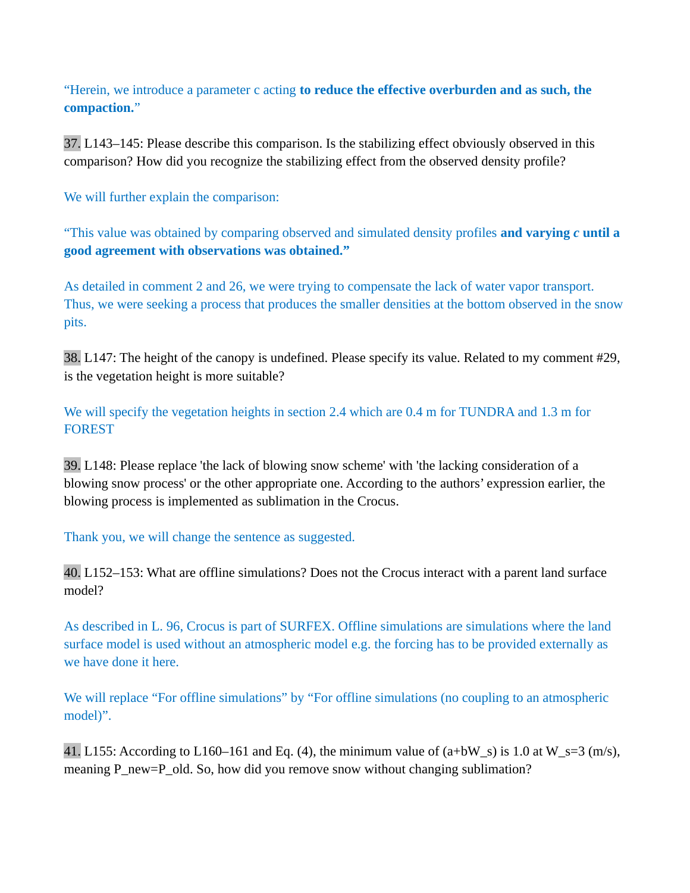“Herein, we introduce a parameter c acting **to reduce the effective overburden and as such, the compaction.**”

37. L143–145: Please describe this comparison. Is the stabilizing effect obviously observed in this comparison? How did you recognize the stabilizing effect from the observed density profile?

We will further explain the comparison:

“This value was obtained by comparing observed and simulated density profiles **and varying *c* until a good agreement with observations was obtained.”**

As detailed in comment 2 and 26, we were trying to compensate the lack of water vapor transport. Thus, we were seeking a process that produces the smaller densities at the bottom observed in the snow pits.

38. L147: The height of the canopy is undefined. Please specify its value. Related to my comment #29, is the vegetation height is more suitable?

We will specify the vegetation heights in section 2.4 which are 0.4 m for TUNDRA and 1.3 m for FOREST

39. L148: Please replace 'the lack of blowing snow scheme' with 'the lacking consideration of a blowing snow process' or the other appropriate one. According to the authors’ expression earlier, the blowing process is implemented as sublimation in the Crocus.

Thank you, we will change the sentence as suggested.

40. L152–153: What are offline simulations? Does not the Crocus interact with a parent land surface model?

As described in L. 96, Crocus is part of SURFEX. Offline simulations are simulations where the land surface model is used without an atmospheric model e.g. the forcing has to be provided externally as we have done it here.

We will replace “For offline simulations” by “For offline simulations (no coupling to an atmospheric model)”.

41. L155: According to L160–161 and Eq. (4), the minimum value of ($a+bW_s$) is 1.0 at $W_s$=3 (m/s), meaning $P_{new}=P_{old}$. So, how did you remove snow without changing sublimation?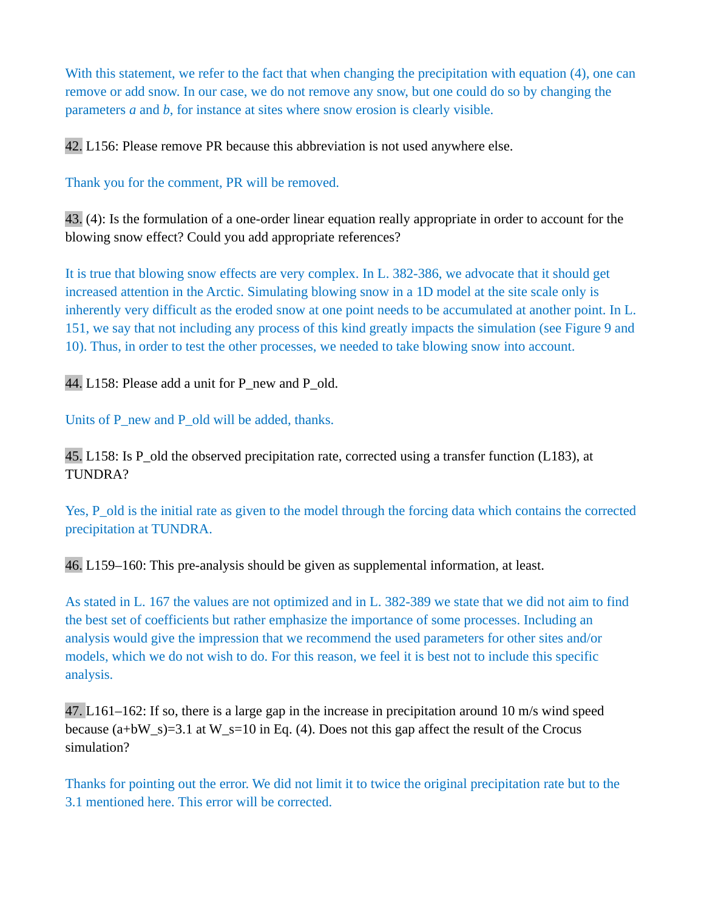With this statement, we refer to the fact that when changing the precipitation with equation (4), one can remove or add snow. In our case, we do not remove any snow, but one could do so by changing the parameters *a* and *b*, for instance at sites where snow erosion is clearly visible.

42. L156: Please remove PR because this abbreviation is not used anywhere else.

Thank you for the comment, PR will be removed.

43. (4): Is the formulation of a one-order linear equation really appropriate in order to account for the blowing snow effect? Could you add appropriate references?

It is true that blowing snow effects are very complex. In L. 382-386, we advocate that it should get increased attention in the Arctic. Simulating blowing snow in a 1D model at the site scale only is inherently very difficult as the eroded snow at one point needs to be accumulated at another point. In L. 151, we say that not including any process of this kind greatly impacts the simulation (see Figure 9 and 10). Thus, in order to test the other processes, we needed to take blowing snow into account.

44. L158: Please add a unit for $P_{new}$ and $P_{old}$.

Units of $P_{new}$ and $P_{old}$ will be added, thanks.

45. L158: Is $P_{old}$ the observed precipitation rate, corrected using a transfer function (L183), at TUNDRA?

Yes, $P_{old}$ is the initial rate as given to the model through the forcing data which contains the corrected precipitation at TUNDRA.

46. L159–160: This pre-analysis should be given as supplemental information, at least.

As stated in L. 167 the values are not optimized and in L. 382-389 we state that we did not aim to find the best set of coefficients but rather emphasize the importance of some processes. Including an analysis would give the impression that we recommend the used parameters for other sites and/or models, which we do not wish to do. For this reason, we feel it is best not to include this specific analysis.

47. L161–162: If so, there is a large gap in the increase in precipitation around 10 m/s wind speed because $(a+bW_s)=3.1$ at $W_s=10$ in Eq. (4). Does not this gap affect the result of the Crocus simulation?

Thanks for pointing out the error. We did not limit it to twice the original precipitation rate but to the 3.1 mentioned here. This error will be corrected.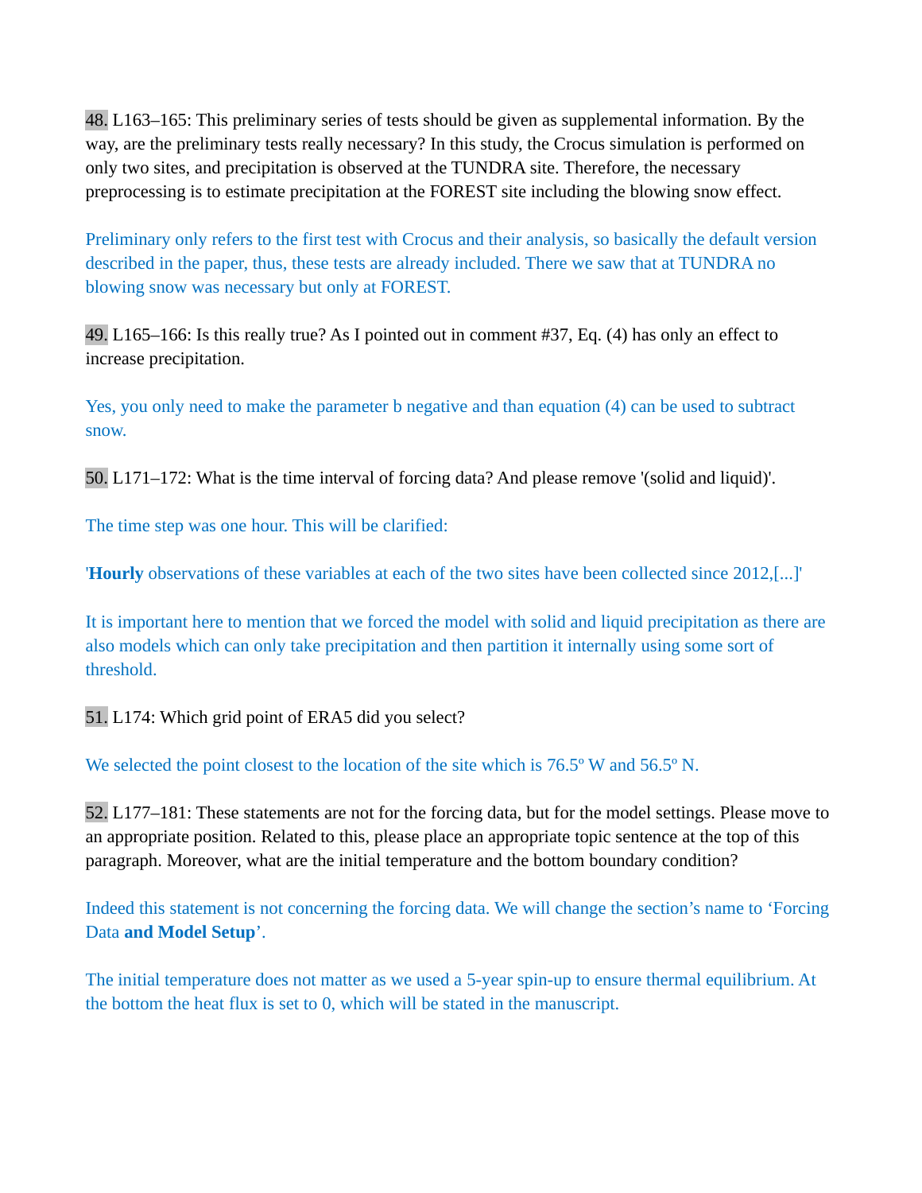48. L163–165: This preliminary series of tests should be given as supplemental information. By the way, are the preliminary tests really necessary? In this study, the Crocus simulation is performed on only two sites, and precipitation is observed at the TUNDRA site. Therefore, the necessary preprocessing is to estimate precipitation at the FOREST site including the blowing snow effect.

Preliminary only refers to the first test with Crocus and their analysis, so basically the default version described in the paper, thus, these tests are already included. There we saw that at TUNDRA no blowing snow was necessary but only at FOREST.

49. L165–166: Is this really true? As I pointed out in comment #37, Eq. (4) has only an effect to increase precipitation.

Yes, you only need to make the parameter b negative and than equation (4) can be used to subtract snow.

50. L171–172: What is the time interval of forcing data? And please remove '(solid and liquid)'.

The time step was one hour. This will be clarified:

'**Hourly** observations of these variables at each of the two sites have been collected since 2012,[...]'

It is important here to mention that we forced the model with solid and liquid precipitation as there are also models which can only take precipitation and then partition it internally using some sort of threshold.

51. L174: Which grid point of ERA5 did you select?

We selected the point closest to the location of the site which is 76.5º W and 56.5º N.

52. L177–181: These statements are not for the forcing data, but for the model settings. Please move to an appropriate position. Related to this, please place an appropriate topic sentence at the top of this paragraph. Moreover, what are the initial temperature and the bottom boundary condition?

Indeed this statement is not concerning the forcing data. We will change the section's name to 'Forcing Data **and Model Setup**'.

The initial temperature does not matter as we used a 5-year spin-up to ensure thermal equilibrium. At the bottom the heat flux is set to 0, which will be stated in the manuscript.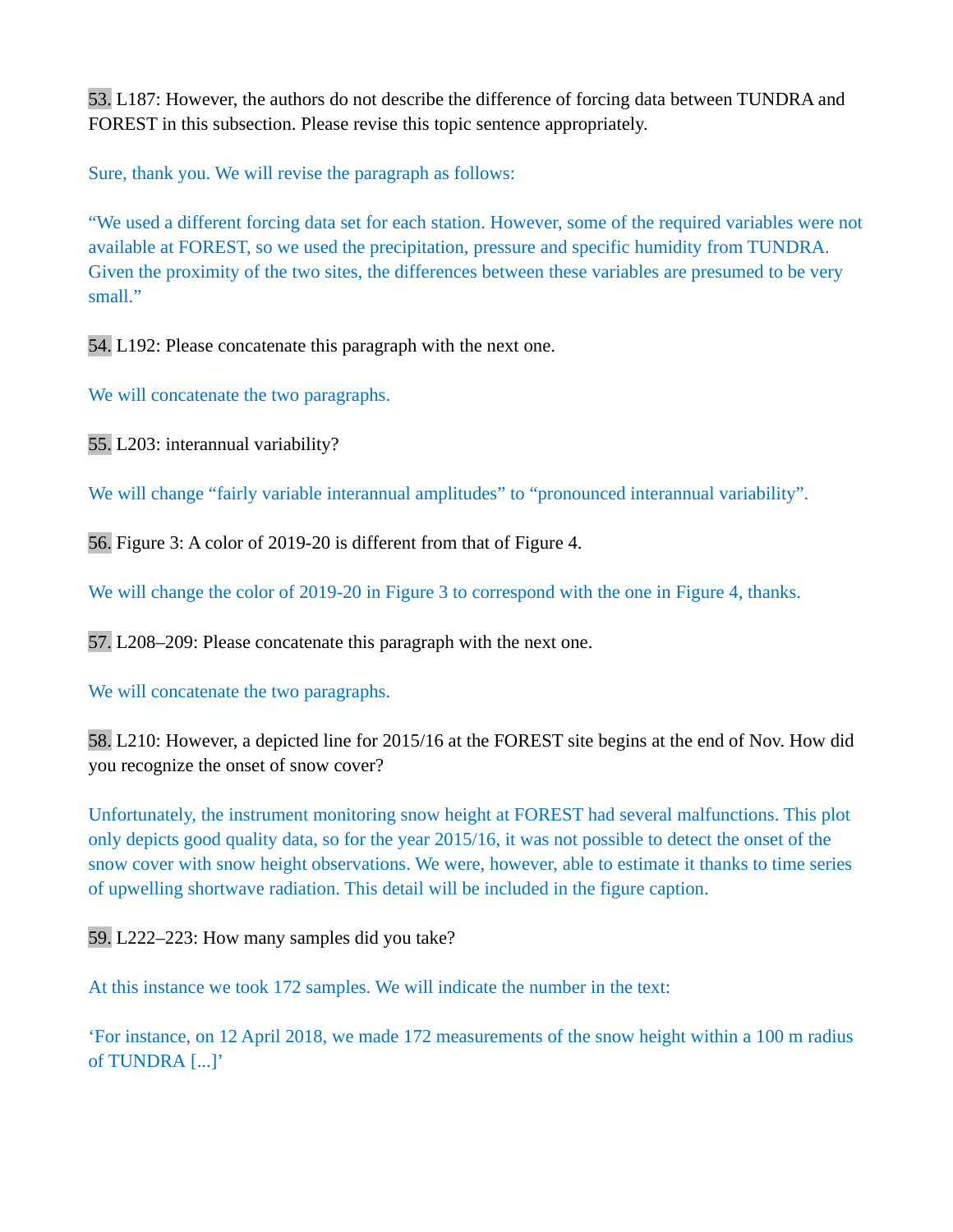53. L187: However, the authors do not describe the difference of forcing data between TUNDRA and FOREST in this subsection. Please revise this topic sentence appropriately.

Sure, thank you. We will revise the paragraph as follows:

"We used a different forcing data set for each station. However, some of the required variables were not available at FOREST, so we used the precipitation, pressure and specific humidity from TUNDRA. Given the proximity of the two sites, the differences between these variables are presumed to be very small."

54. L192: Please concatenate this paragraph with the next one.

We will concatenate the two paragraphs.

55. L203: interannual variability?

We will change "fairly variable interannual amplitudes" to "pronounced interannual variability".

56. Figure 3: A color of 2019-20 is different from that of Figure 4.

We will change the color of 2019-20 in Figure 3 to correspond with the one in Figure 4, thanks.

57. L208–209: Please concatenate this paragraph with the next one.

We will concatenate the two paragraphs.

58. L210: However, a depicted line for 2015/16 at the FOREST site begins at the end of Nov. How did you recognize the onset of snow cover?

Unfortunately, the instrument monitoring snow height at FOREST had several malfunctions. This plot only depicts good quality data, so for the year 2015/16, it was not possible to detect the onset of the snow cover with snow height observations. We were, however, able to estimate it thanks to time series of upwelling shortwave radiation. This detail will be included in the figure caption.

59. L222–223: How many samples did you take?

At this instance we took 172 samples. We will indicate the number in the text:

'For instance, on 12 April 2018, we made 172 measurements of the snow height within a 100 m radius of TUNDRA [...]'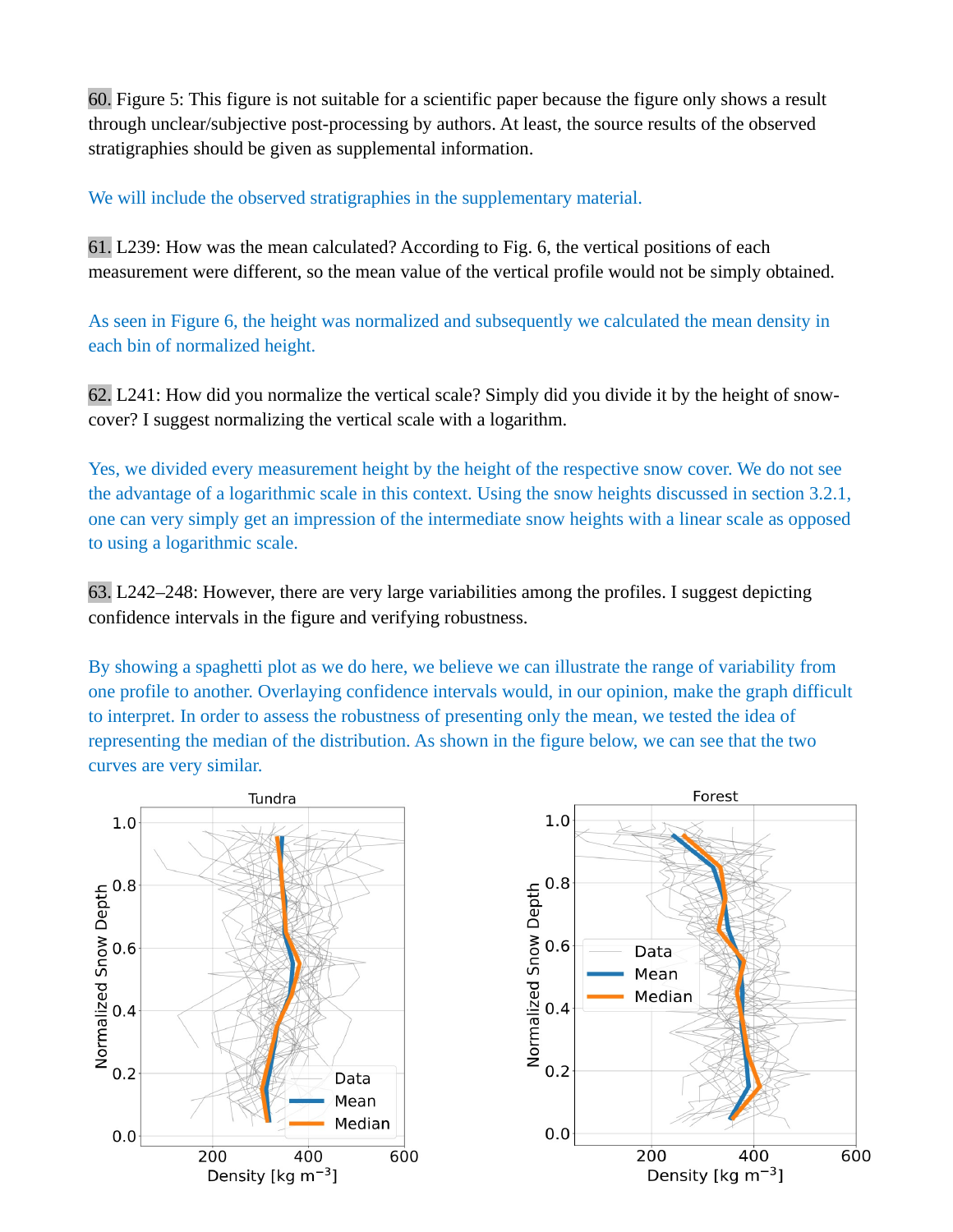60. Figure 5: This figure is not suitable for a scientific paper because the figure only shows a result through unclear/subjective post-processing by authors. At least, the source results of the observed stratigraphies should be given as supplemental information.

We will include the observed stratigraphies in the supplementary material.

61. L239: How was the mean calculated? According to Fig. 6, the vertical positions of each measurement were different, so the mean value of the vertical profile would not be simply obtained.

As seen in Figure 6, the height was normalized and subsequently we calculated the mean density in each bin of normalized height.

62. L241: How did you normalize the vertical scale? Simply did you divide it by the height of snow-cover? I suggest normalizing the vertical scale with a logarithm.

Yes, we divided every measurement height by the height of the respective snow cover. We do not see the advantage of a logarithmic scale in this context. Using the snow heights discussed in section 3.2.1, one can very simply get an impression of the intermediate snow heights with a linear scale as opposed to using a logarithmic scale.

63. L242–248: However, there are very large variabilities among the profiles. I suggest depicting confidence intervals in the figure and verifying robustness.

By showing a spaghetti plot as we do here, we believe we can illustrate the range of variability from one profile to another. Overlaying confidence intervals would, in our opinion, make the graph difficult to interpret. In order to assess the robustness of presenting only the mean, we tested the idea of representing the median of the distribution. As shown in the figure below, we can see that the two curves are very similar.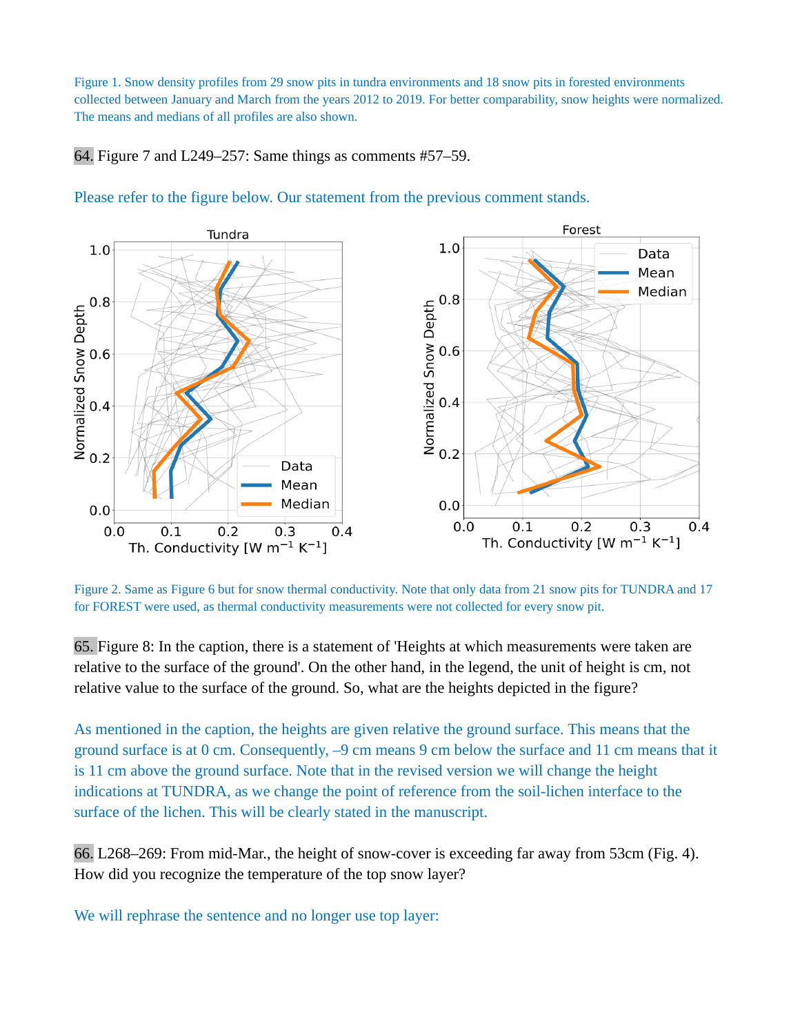Figure 1. Snow density profiles from 29 snow pits in tundra environments and 18 snow pits in forested environments collected between January and March from the years 2012 to 2019. For better comparability, snow heights were normalized. The means and medians of all profiles are also shown.

64. Figure 7 and L249–257: Same things as comments #57–59.

Please refer to the figure below. Our statement from the previous comment stands.

Figure 2. Same as Figure 6 but for snow thermal conductivity. Note that only data from 21 snow pits for TUNDRA and 17 for FOREST were used, as thermal conductivity measurements were not collected for every snow pit.

65. Figure 8: In the caption, there is a statement of 'Heights at which measurements were taken are relative to the surface of the ground'. On the other hand, in the legend, the unit of height is cm, not relative value to the surface of the ground. So, what are the heights depicted in the figure?

As mentioned in the caption, the heights are given relative the ground surface. This means that the ground surface is at 0 cm. Consequently, –9 cm means 9 cm below the surface and 11 cm means that it is 11 cm above the ground surface. Note that in the revised version we will change the height indications at TUNDRA, as we change the point of reference from the soil-lichen interface to the surface of the lichen. This will be clearly stated in the manuscript.

66. L268–269: From mid-Mar., the height of snow-cover is exceeding far away from 53cm (Fig. 4). How did you recognize the temperature of the top snow layer?

We will rephrase the sentence and no longer use top layer: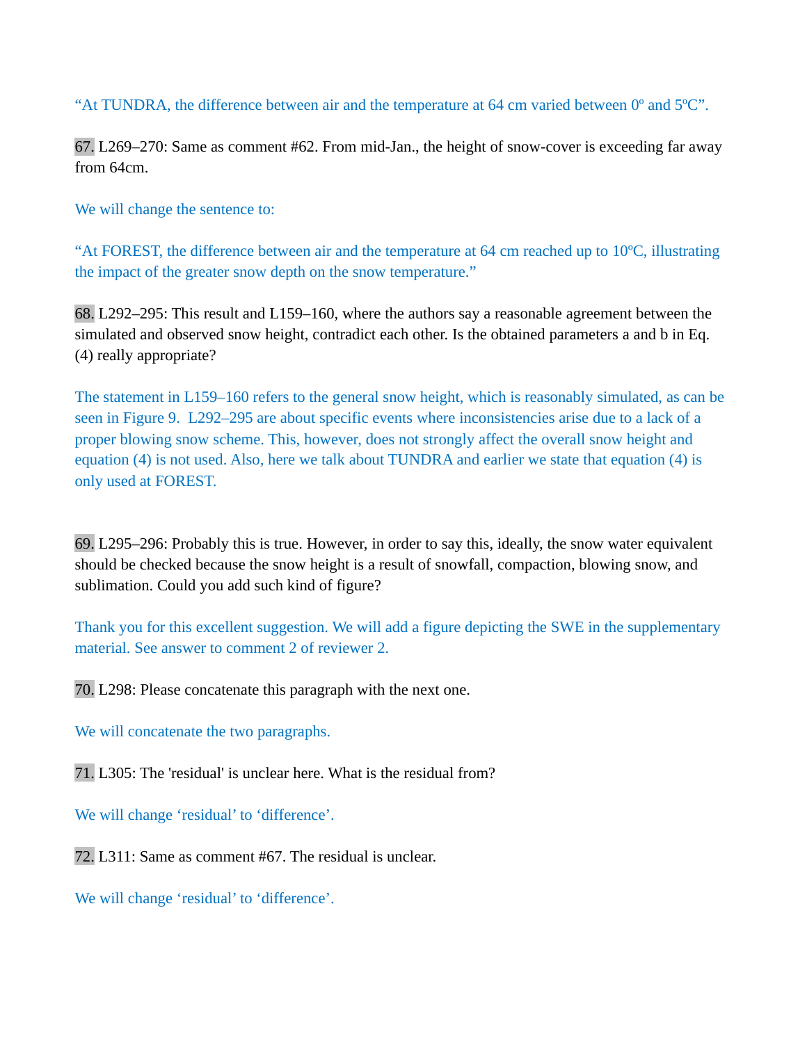"At TUNDRA, the difference between air and the temperature at 64 cm varied between 0º and 5ºC".

67. L269–270: Same as comment #62. From mid-Jan., the height of snow-cover is exceeding far away from 64cm.

We will change the sentence to:

"At FOREST, the difference between air and the temperature at 64 cm reached up to 10ºC, illustrating the impact of the greater snow depth on the snow temperature."

68. L292–295: This result and L159–160, where the authors say a reasonable agreement between the simulated and observed snow height, contradict each other. Is the obtained parameters a and b in Eq. (4) really appropriate?

The statement in L159–160 refers to the general snow height, which is reasonably simulated, as can be seen in Figure 9. L292–295 are about specific events where inconsistencies arise due to a lack of a proper blowing snow scheme. This, however, does not strongly affect the overall snow height and equation (4) is not used. Also, here we talk about TUNDRA and earlier we state that equation (4) is only used at FOREST.

69. L295–296: Probably this is true. However, in order to say this, ideally, the snow water equivalent should be checked because the snow height is a result of snowfall, compaction, blowing snow, and sublimation. Could you add such kind of figure?

Thank you for this excellent suggestion. We will add a figure depicting the SWE in the supplementary material. See answer to comment 2 of reviewer 2.

70. L298: Please concatenate this paragraph with the next one.

We will concatenate the two paragraphs.

71. L305: The 'residual' is unclear here. What is the residual from?

We will change 'residual' to 'difference'.

72. L311: Same as comment #67. The residual is unclear.

We will change 'residual' to 'difference'.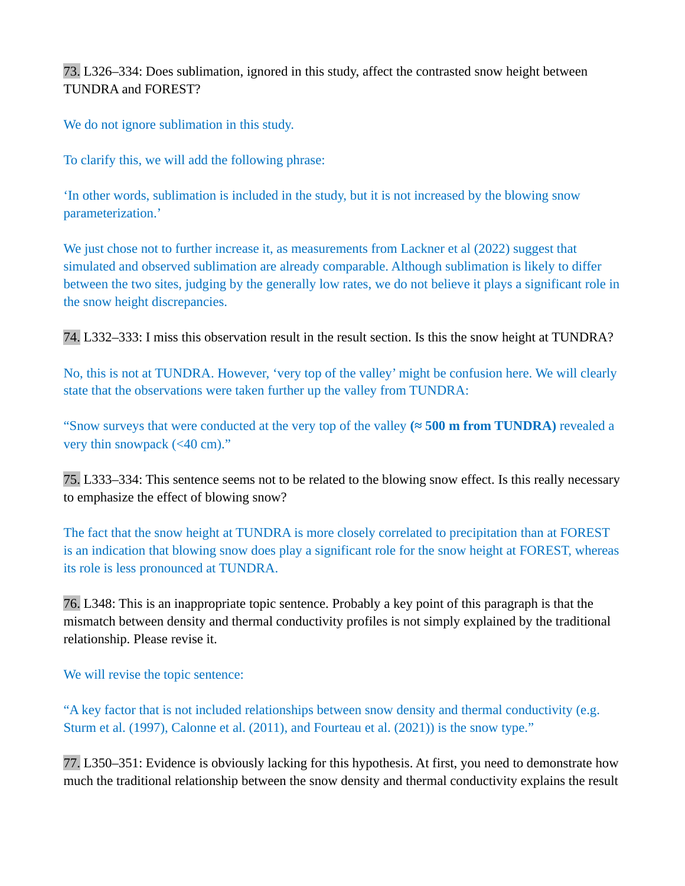73. L326–334: Does sublimation, ignored in this study, affect the contrasted snow height between TUNDRA and FOREST?

We do not ignore sublimation in this study.

To clarify this, we will add the following phrase:

'In other words, sublimation is included in the study, but it is not increased by the blowing snow parameterization.'

We just chose not to further increase it, as measurements from Lackner et al (2022) suggest that simulated and observed sublimation are already comparable. Although sublimation is likely to differ between the two sites, judging by the generally low rates, we do not believe it plays a significant role in the snow height discrepancies.

74. L332–333: I miss this observation result in the result section. Is this the snow height at TUNDRA?

No, this is not at TUNDRA. However, 'very top of the valley' might be confusion here. We will clearly state that the observations were taken further up the valley from TUNDRA:

"Snow surveys that were conducted at the very top of the valley **(≈ 500 m from TUNDRA)** revealed a very thin snowpack (<40 cm)."

75. L333–334: This sentence seems not to be related to the blowing snow effect. Is this really necessary to emphasize the effect of blowing snow?

The fact that the snow height at TUNDRA is more closely correlated to precipitation than at FOREST is an indication that blowing snow does play a significant role for the snow height at FOREST, whereas its role is less pronounced at TUNDRA.

76. L348: This is an inappropriate topic sentence. Probably a key point of this paragraph is that the mismatch between density and thermal conductivity profiles is not simply explained by the traditional relationship. Please revise it.

We will revise the topic sentence:

"A key factor that is not included relationships between snow density and thermal conductivity (e.g. Sturm et al. (1997), Calonne et al. (2011), and Fourteau et al. (2021)) is the snow type."

77. L350–351: Evidence is obviously lacking for this hypothesis. At first, you need to demonstrate how much the traditional relationship between the snow density and thermal conductivity explains the result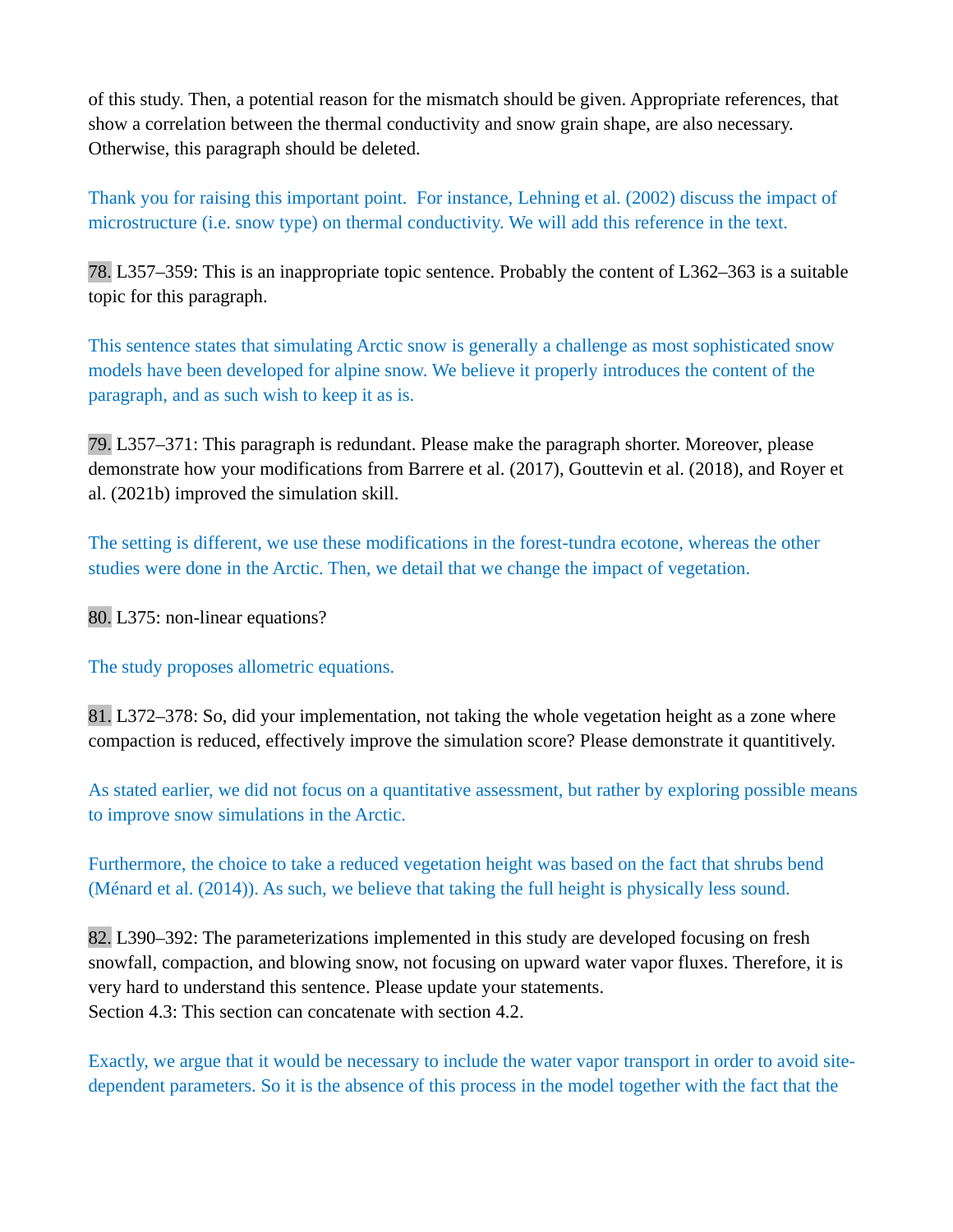of this study. Then, a potential reason for the mismatch should be given. Appropriate references, that show a correlation between the thermal conductivity and snow grain shape, are also necessary. Otherwise, this paragraph should be deleted.

Thank you for raising this important point. For instance, Lehning et al. (2002) discuss the impact of microstructure (i.e. snow type) on thermal conductivity. We will add this reference in the text.

78. L357–359: This is an inappropriate topic sentence. Probably the content of L362–363 is a suitable topic for this paragraph.

This sentence states that simulating Arctic snow is generally a challenge as most sophisticated snow models have been developed for alpine snow. We believe it properly introduces the content of the paragraph, and as such wish to keep it as is.

79. L357–371: This paragraph is redundant. Please make the paragraph shorter. Moreover, please demonstrate how your modifications from Barrere et al. (2017), Gouttevin et al. (2018), and Royer et al. (2021b) improved the simulation skill.

The setting is different, we use these modifications in the forest-tundra ecotone, whereas the other studies were done in the Arctic. Then, we detail that we change the impact of vegetation.

80. L375: non-linear equations?

The study proposes allometric equations.

81. L372–378: So, did your implementation, not taking the whole vegetation height as a zone where compaction is reduced, effectively improve the simulation score? Please demonstrate it quantitively.

As stated earlier, we did not focus on a quantitative assessment, but rather by exploring possible means to improve snow simulations in the Arctic.

Furthermore, the choice to take a reduced vegetation height was based on the fact that shrubs bend (Ménard et al. (2014)). As such, we believe that taking the full height is physically less sound.

82. L390–392: The parameterizations implemented in this study are developed focusing on fresh snowfall, compaction, and blowing snow, not focusing on upward water vapor fluxes. Therefore, it is very hard to understand this sentence. Please update your statements.
Section 4.3: This section can concatenate with section 4.2.

Exactly, we argue that it would be necessary to include the water vapor transport in order to avoid site-dependent parameters. So it is the absence of this process in the model together with the fact that the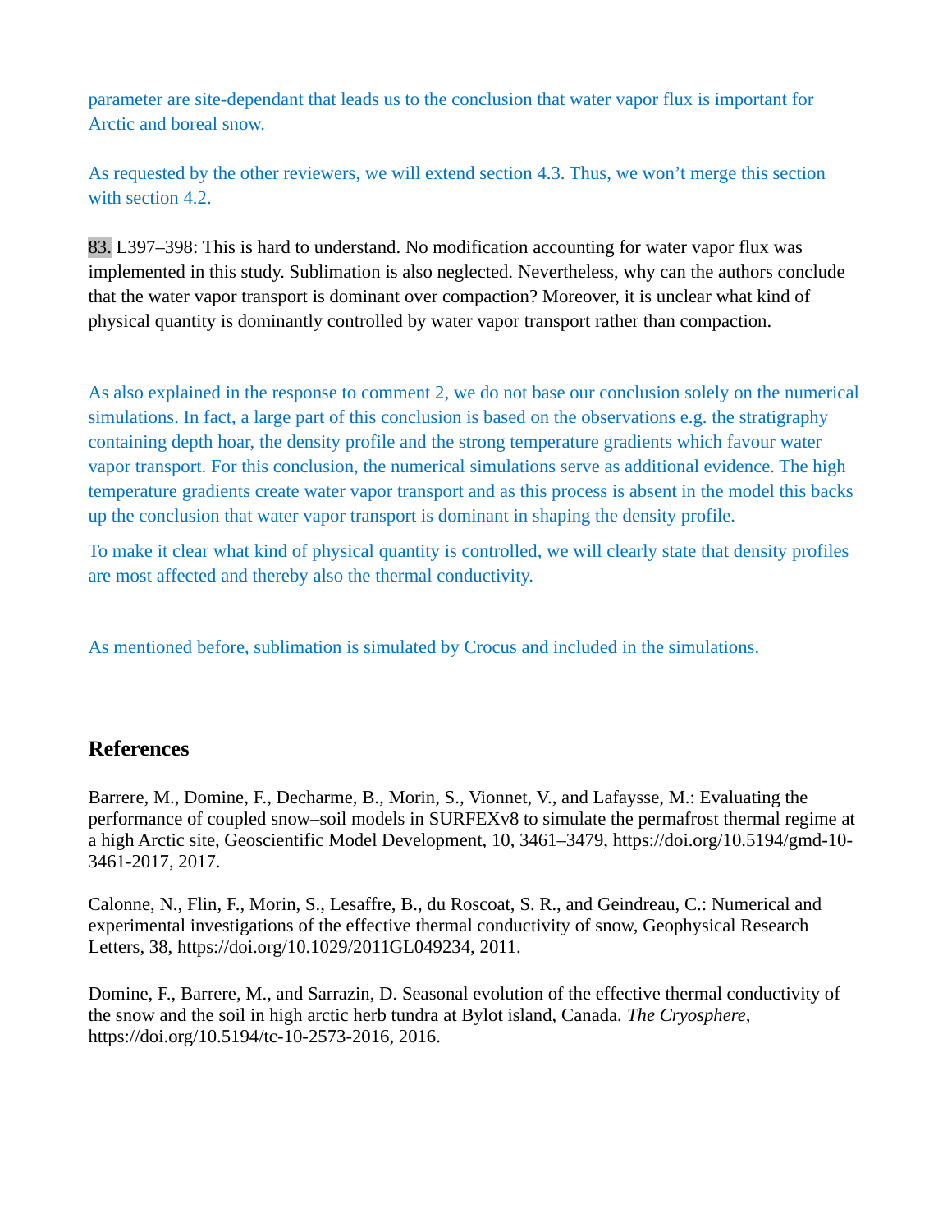parameter are site-dependant that leads us to the conclusion that water vapor flux is important for Arctic and boreal snow.

As requested by the other reviewers, we will extend section 4.3. Thus, we won't merge this section with section 4.2.

83. L397–398: This is hard to understand. No modification accounting for water vapor flux was implemented in this study. Sublimation is also neglected. Nevertheless, why can the authors conclude that the water vapor transport is dominant over compaction? Moreover, it is unclear what kind of physical quantity is dominantly controlled by water vapor transport rather than compaction.

As also explained in the response to comment 2, we do not base our conclusion solely on the numerical simulations. In fact, a large part of this conclusion is based on the observations e.g. the stratigraphy containing depth hoar, the density profile and the strong temperature gradients which favour water vapor transport. For this conclusion, the numerical simulations serve as additional evidence. The high temperature gradients create water vapor transport and as this process is absent in the model this backs up the conclusion that water vapor transport is dominant in shaping the density profile.

To make it clear what kind of physical quantity is controlled, we will clearly state that density profiles are most affected and thereby also the thermal conductivity.

As mentioned before, sublimation is simulated by Crocus and included in the simulations.

## References

Barrere, M., Domine, F., Decharme, B., Morin, S., Vionnet, V., and Lafaysse, M.: Evaluating the performance of coupled snow–soil models in SURFEXv8 to simulate the permafrost thermal regime at a high Arctic site, Geoscientific Model Development, 10, 3461–3479, https://doi.org/10.5194/gmd-10-3461-2017, 2017.

Calonne, N., Flin, F., Morin, S., Lesaffre, B., du Roscoat, S. R., and Geindreau, C.: Numerical and experimental investigations of the effective thermal conductivity of snow, Geophysical Research Letters, 38, https://doi.org/10.1029/2011GL049234, 2011.

Domine, F., Barrere, M., and Sarrazin, D. Seasonal evolution of the effective thermal conductivity of the snow and the soil in high arctic herb tundra at Bylot island, Canada. *The Cryosphere*, https://doi.org/10.5194/tc-10-2573-2016, 2016.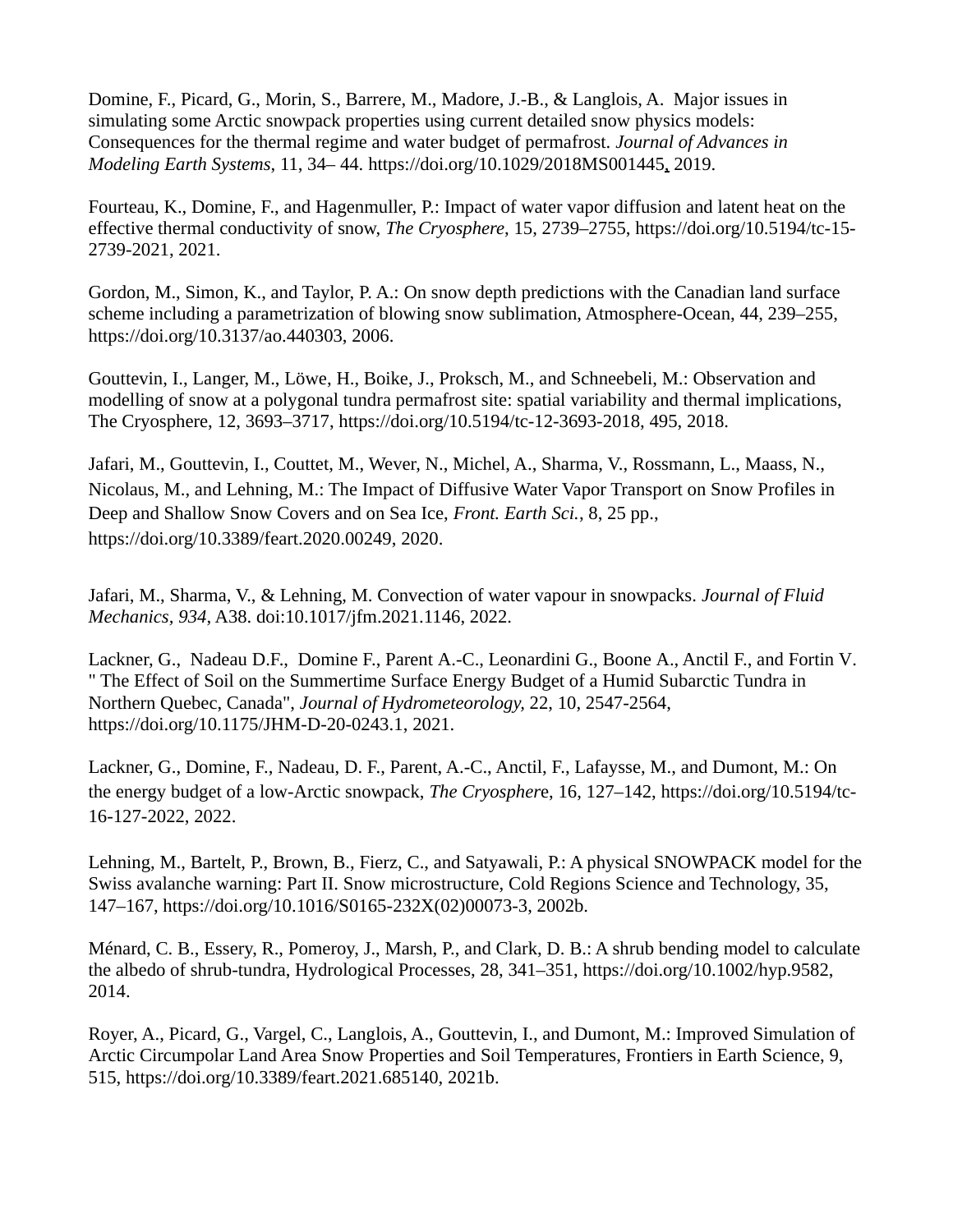Domine, F., Picard, G., Morin, S., Barrere, M., Madore, J.-B., & Langlois, A.  Major issues in simulating some Arctic snowpack properties using current detailed snow physics models: Consequences for the thermal regime and water budget of permafrost. *Journal of Advances in Modeling Earth Systems*, 11, 34– 44. https://doi.org/10.1029/2018MS001445, 2019.

Fourteau, K., Domine, F., and Hagenmuller, P.: Impact of water vapor diffusion and latent heat on the effective thermal conductivity of snow, *The Cryosphere*, 15, 2739–2755, https://doi.org/10.5194/tc-15-2739-2021, 2021.

Gordon, M., Simon, K., and Taylor, P. A.: On snow depth predictions with the Canadian land surface scheme including a parametrization of blowing snow sublimation, Atmosphere-Ocean, 44, 239–255, https://doi.org/10.3137/ao.440303, 2006.

Gouttevin, I., Langer, M., Löwe, H., Boike, J., Proksch, M., and Schneebeli, M.: Observation and modelling of snow at a polygonal tundra permafrost site: spatial variability and thermal implications, The Cryosphere, 12, 3693–3717, https://doi.org/10.5194/tc-12-3693-2018, 495, 2018.

Jafari, M., Gouttevin, I., Couttet, M., Wever, N., Michel, A., Sharma, V., Rossmann, L., Maass, N., Nicolaus, M., and Lehning, M.: The Impact of Diffusive Water Vapor Transport on Snow Profiles in Deep and Shallow Snow Covers and on Sea Ice, *Front. Earth Sci.*, 8, 25 pp., https://doi.org/10.3389/feart.2020.00249, 2020.

Jafari, M., Sharma, V., & Lehning, M. Convection of water vapour in snowpacks. *Journal of Fluid Mechanics*, *934*, A38. doi:10.1017/jfm.2021.1146, 2022.

Lackner, G.,  Nadeau D.F.,  Domine F., Parent A.-C., Leonardini G., Boone A., Anctil F., and Fortin V. " The Effect of Soil on the Summertime Surface Energy Budget of a Humid Subarctic Tundra in Northern Quebec, Canada", *Journal of Hydrometeorology*, 22, 10, 2547-2564, https://doi.org/10.1175/JHM-D-20-0243.1, 2021.

Lackner, G., Domine, F., Nadeau, D. F., Parent, A.-C., Anctil, F., Lafaysse, M., and Dumont, M.: On the energy budget of a low-Arctic snowpack, *The Cryosphere*, 16, 127–142, https://doi.org/10.5194/tc-16-127-2022, 2022.

Lehning, M., Bartelt, P., Brown, B., Fierz, C., and Satyawali, P.: A physical SNOWPACK model for the Swiss avalanche warning: Part II. Snow microstructure, Cold Regions Science and Technology, 35, 147–167, https://doi.org/10.1016/S0165-232X(02)00073-3, 2002b.

Ménard, C. B., Essery, R., Pomeroy, J., Marsh, P., and Clark, D. B.: A shrub bending model to calculate the albedo of shrub-tundra, Hydrological Processes, 28, 341–351, https://doi.org/10.1002/hyp.9582, 2014.

Royer, A., Picard, G., Vargel, C., Langlois, A., Gouttevin, I., and Dumont, M.: Improved Simulation of Arctic Circumpolar Land Area Snow Properties and Soil Temperatures, Frontiers in Earth Science, 9, 515, https://doi.org/10.3389/feart.2021.685140, 2021b.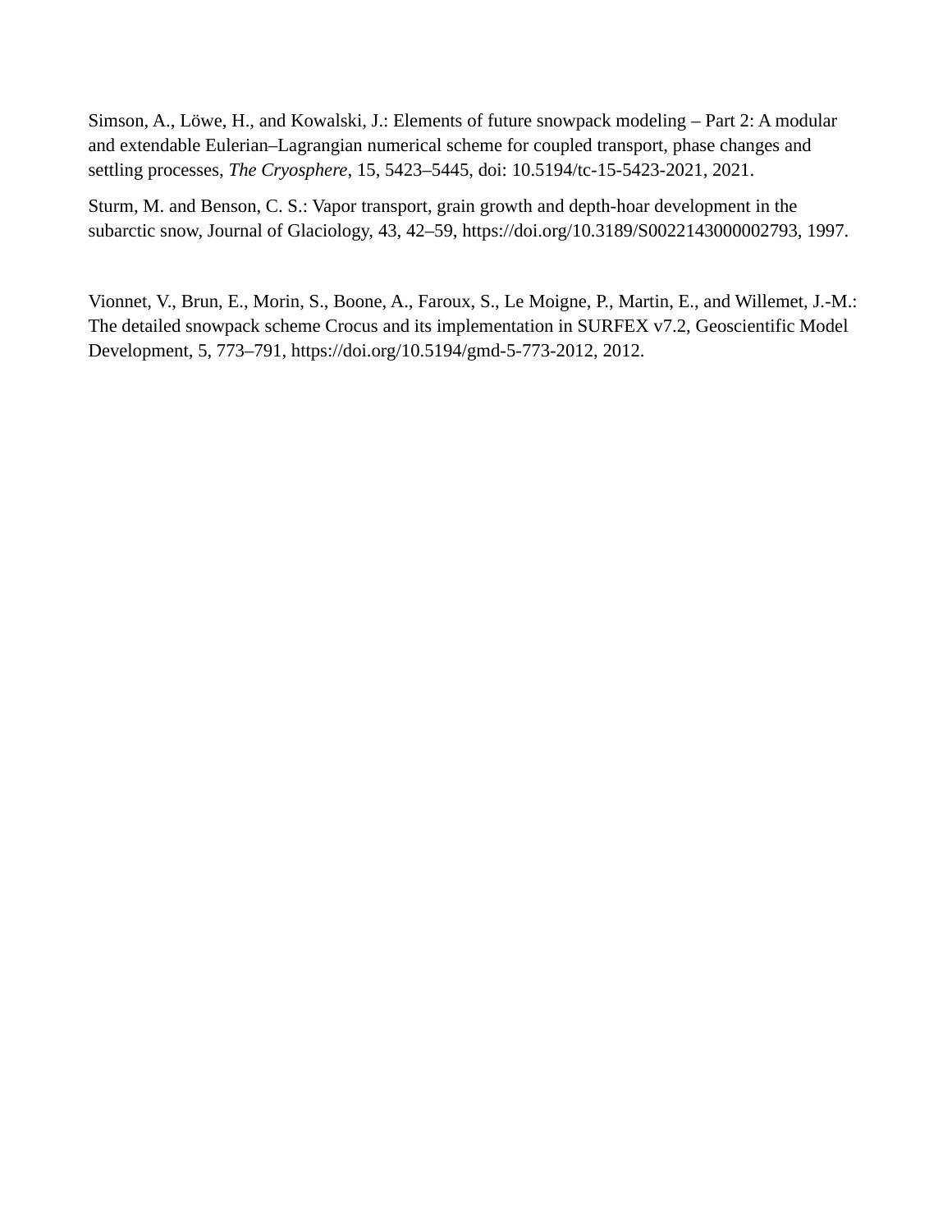Simson, A., Löwe, H., and Kowalski, J.: Elements of future snowpack modeling – Part 2: A modular and extendable Eulerian–Lagrangian numerical scheme for coupled transport, phase changes and settling processes, *The Cryosphere*, 15, 5423–5445, doi: 10.5194/tc-15-5423-2021, 2021.

Sturm, M. and Benson, C. S.: Vapor transport, grain growth and depth-hoar development in the subarctic snow, Journal of Glaciology, 43, 42–59, https://doi.org/10.3189/S0022143000002793, 1997.

Vionnet, V., Brun, E., Morin, S., Boone, A., Faroux, S., Le Moigne, P., Martin, E., and Willemet, J.-M.: The detailed snowpack scheme Crocus and its implementation in SURFEX v7.2, Geoscientific Model Development, 5, 773–791, https://doi.org/10.5194/gmd-5-773-2012, 2012.